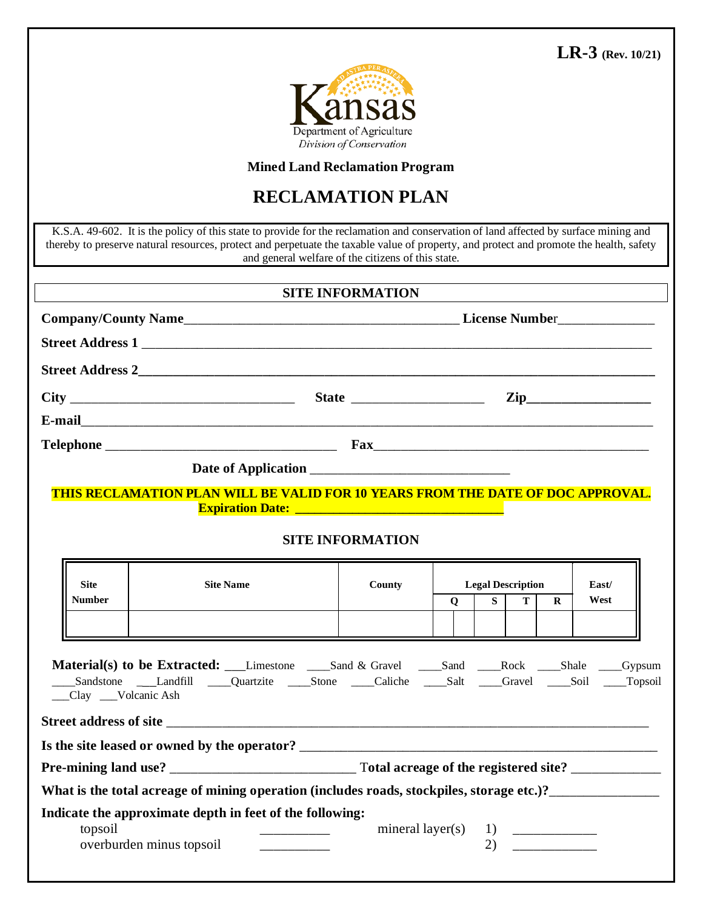**LR-3 (Rev. 10/21)**

Kansas
Department of Agriculture
*Division of Conservation*

**Mined Land Reclamation Program**

# RECLAMATION PLAN

K.S.A. 49-602. It is the policy of this state to provide for the reclamation and conservation of land affected by surface mining and thereby to preserve natural resources, protect and perpetuate the taxable value of property, and protect and promote the health, safety and general welfare of the citizens of this state.

## SITE INFORMATION

**Company/County Name**_______________________________________ **License Number**_____________

**Street Address 1** ___________________________________________________________________________

**Street Address 2**___________________________________________________________________________

**City** _______________________________ **State** __________________ **Zip**________________

**E-mail**_____________________________________________________________________________________

**Telephone** ________________________________ **Fax**_____________________________________

**Date of Application** __________________________

**THIS RECLAMATION PLAN WILL BE VALID FOR 10 YEARS FROM THE DATE OF DOC APPROVAL.**
**Expiration Date: ____________________________**

## SITE INFORMATION

| Site Number | Site Name | County | Legal Description | | | | East/ West |
|---|---|---|---|---|---|---|---|
| | | | Q | S | T | R | |
| | | | | | | | |

**Material(s) to be Extracted:** ___Limestone ____Sand & Gravel ____Sand ____Rock ____Shale ____Gypsum ____Sandstone ___Landfill ____Quartzite ____Stone ____Caliche ____Salt ____Gravel ____Soil ____Topsoil ___Clay ___Volcanic Ash

**Street address of site** _______________________________________________________________

**Is the site leased or owned by the operator?** ___________________________________________

**Pre-mining land use?** ___________________________ **Total acreage of the registered site?** ____________

**What is the total acreage of mining operation (includes roads, stockpiles, storage etc.)?**_______________

**Indicate the approximate depth in feet of the following:**

topsoil __________ mineral layer(s) 1) ____________

overburden minus topsoil __________ 2) ____________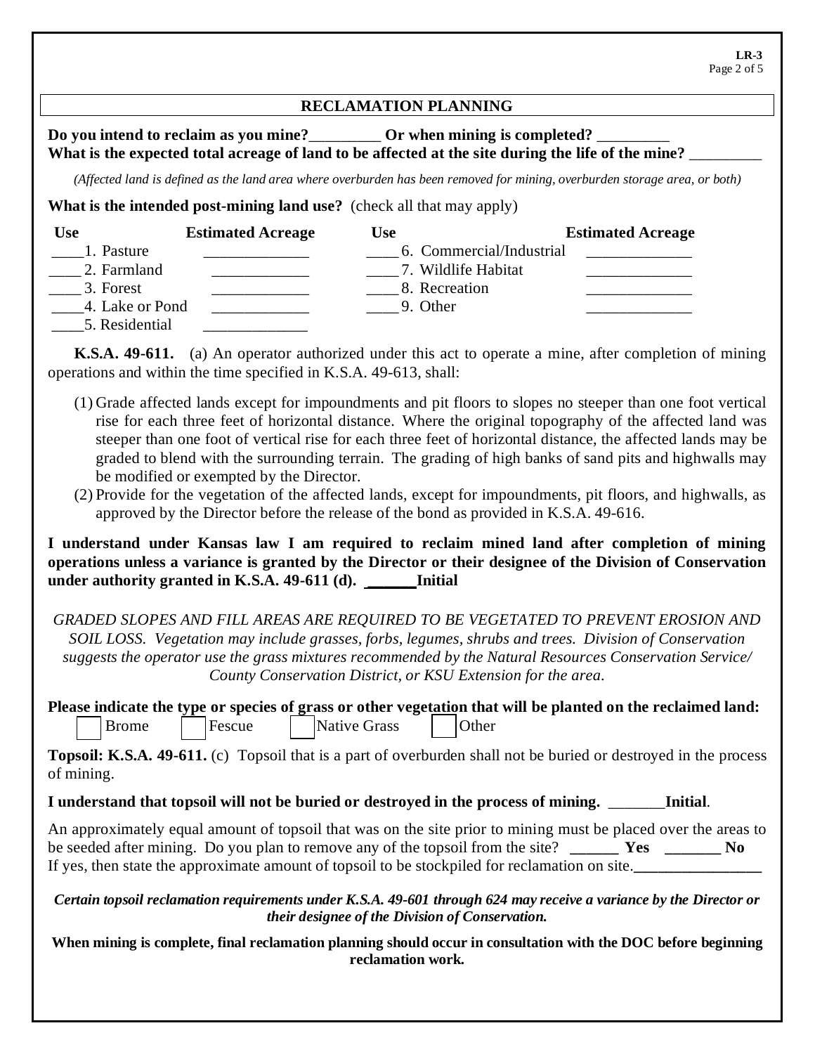## RECLAMATION PLANNING

**Do you intend to reclaim as you mine?_________ Or when mining is completed? _________**
**What is the expected total acreage of land to be affected at the site during the life of the mine? _________**

*(Affected land is defined as the land area where overburden has been removed for mining, overburden storage area, or both)*

**What is the intended post-mining land use?** (check all that may apply)

| Use | Estimated Acreage | Use | Estimated Acreage |
|---|---|---|---|
| ____1. Pasture | _____________ | ____ 6. Commercial/Industrial | _____________ |
| ____ 2. Farmland | ____________ | ____ 7. Wildlife Habitat | _____________ |
| ____ 3. Forest | ____________ | ____ 8. Recreation | _____________ |
| ____4. Lake or Pond | ____________ | ____ 9. Other | _____________ |
| ____5. Residential | _____________ | | |

**K.S.A. 49-611.** (a) An operator authorized under this act to operate a mine, after completion of mining operations and within the time specified in K.S.A. 49-613, shall:

(1) Grade affected lands except for impoundments and pit floors to slopes no steeper than one foot vertical rise for each three feet of horizontal distance. Where the original topography of the affected land was steeper than one foot of vertical rise for each three feet of horizontal distance, the affected lands may be graded to blend with the surrounding terrain. The grading of high banks of sand pits and highwalls may be modified or exempted by the Director.

(2) Provide for the vegetation of the affected lands, except for impoundments, pit floors, and highwalls, as approved by the Director before the release of the bond as provided in K.S.A. 49-616.

**I understand under Kansas law I am required to reclaim mined land after completion of mining operations unless a variance is granted by the Director or their designee of the Division of Conservation under authority granted in K.S.A. 49-611 (d). ______Initial**

*GRADED SLOPES AND FILL AREAS ARE REQUIRED TO BE VEGETATED TO PREVENT EROSION AND SOIL LOSS. Vegetation may include grasses, forbs, legumes, shrubs and trees. Division of Conservation suggests the operator use the grass mixtures recommended by the Natural Resources Conservation Service/ County Conservation District, or KSU Extension for the area.*

**Please indicate the type or species of grass or other vegetation that will be planted on the reclaimed land:**

☐ Brome ☐ Fescue ☐ Native Grass ☐ Other

**Topsoil: K.S.A. 49-611.** (c) Topsoil that is a part of overburden shall not be buried or destroyed in the process of mining.

**I understand that topsoil will not be buried or destroyed in the process of mining.** _______**Initial**.

An approximately equal amount of topsoil that was on the site prior to mining must be placed over the areas to be seeded after mining. Do you plan to remove any of the topsoil from the site? **______ Yes _______ No**
If yes, then state the approximate amount of topsoil to be stockpiled for reclamation on site.________________

***Certain topsoil reclamation requirements under K.S.A. 49-601 through 624 may receive a variance by the Director or their designee of the Division of Conservation.***

**When mining is complete, final reclamation planning should occur in consultation with the DOC before beginning reclamation work.**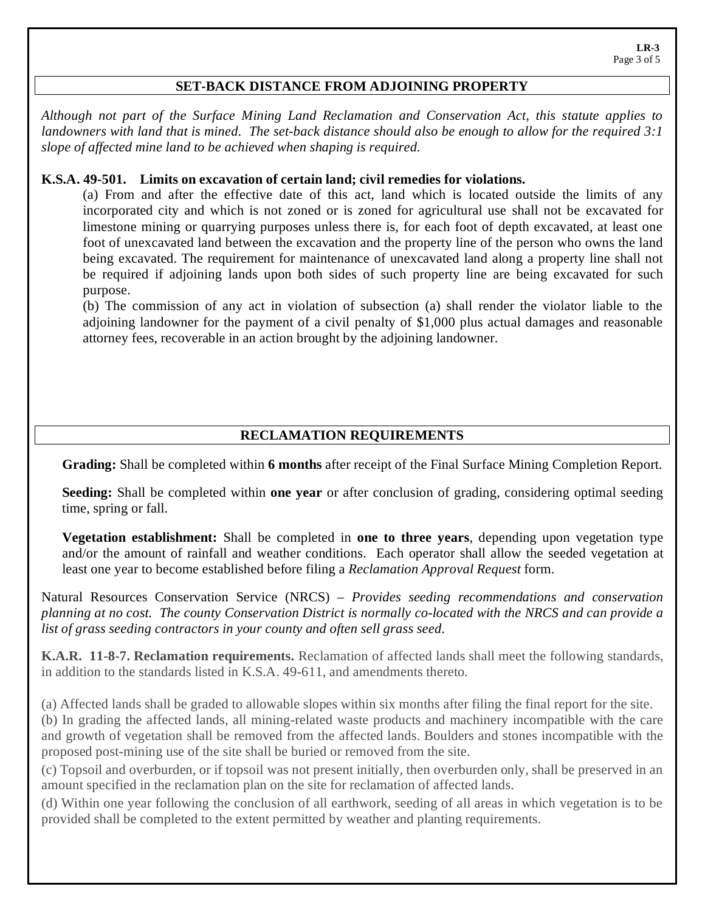## SET-BACK DISTANCE FROM ADJOINING PROPERTY

*Although not part of the Surface Mining Land Reclamation and Conservation Act, this statute applies to landowners with land that is mined. The set-back distance should also be enough to allow for the required 3:1 slope of affected mine land to be achieved when shaping is required.*

**K.S.A. 49-501. Limits on excavation of certain land; civil remedies for violations.**

(a) From and after the effective date of this act, land which is located outside the limits of any incorporated city and which is not zoned or is zoned for agricultural use shall not be excavated for limestone mining or quarrying purposes unless there is, for each foot of depth excavated, at least one foot of unexcavated land between the excavation and the property line of the person who owns the land being excavated. The requirement for maintenance of unexcavated land along a property line shall not be required if adjoining lands upon both sides of such property line are being excavated for such purpose.

(b) The commission of any act in violation of subsection (a) shall render the violator liable to the adjoining landowner for the payment of a civil penalty of $1,000 plus actual damages and reasonable attorney fees, recoverable in an action brought by the adjoining landowner.

## RECLAMATION REQUIREMENTS

**Grading:** Shall be completed within **6 months** after receipt of the Final Surface Mining Completion Report.

**Seeding:** Shall be completed within **one year** or after conclusion of grading, considering optimal seeding time, spring or fall.

**Vegetation establishment:** Shall be completed in **one to three years**, depending upon vegetation type and/or the amount of rainfall and weather conditions. Each operator shall allow the seeded vegetation at least one year to become established before filing a *Reclamation Approval Request* form.

Natural Resources Conservation Service (NRCS) – *Provides seeding recommendations and conservation planning at no cost. The county Conservation District is normally co-located with the NRCS and can provide a list of grass seeding contractors in your county and often sell grass seed.*

**K.A.R. 11-8-7. Reclamation requirements.** Reclamation of affected lands shall meet the following standards, in addition to the standards listed in K.S.A. 49-611, and amendments thereto.

(a) Affected lands shall be graded to allowable slopes within six months after filing the final report for the site.

(b) In grading the affected lands, all mining-related waste products and machinery incompatible with the care and growth of vegetation shall be removed from the affected lands. Boulders and stones incompatible with the proposed post-mining use of the site shall be buried or removed from the site.

(c) Topsoil and overburden, or if topsoil was not present initially, then overburden only, shall be preserved in an amount specified in the reclamation plan on the site for reclamation of affected lands.

(d) Within one year following the conclusion of all earthwork, seeding of all areas in which vegetation is to be provided shall be completed to the extent permitted by weather and planting requirements.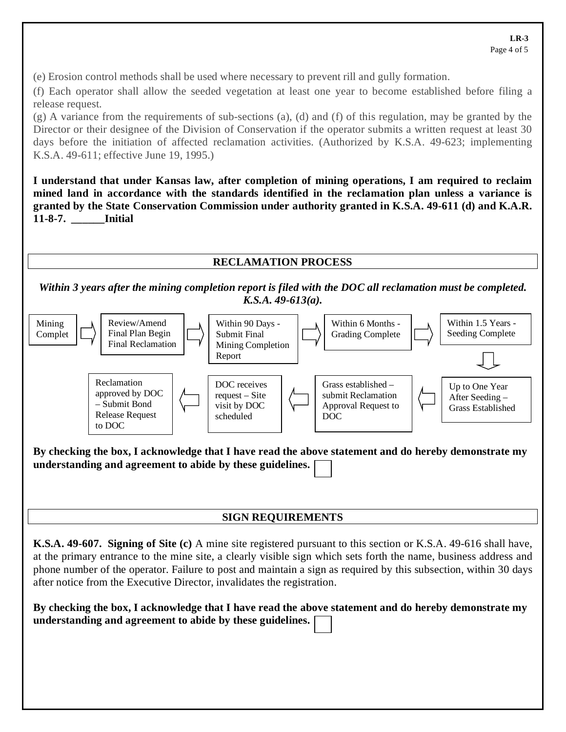(e) Erosion control methods shall be used where necessary to prevent rill and gully formation.

(f) Each operator shall allow the seeded vegetation at least one year to become established before filing a release request.

(g) A variance from the requirements of sub-sections (a), (d) and (f) of this regulation, may be granted by the Director or their designee of the Division of Conservation if the operator submits a written request at least 30 days before the initiation of affected reclamation activities. (Authorized by K.S.A. 49-623; implementing K.S.A. 49-611; effective June 19, 1995.)

**I understand that under Kansas law, after completion of mining operations, I am required to reclaim mined land in accordance with the standards identified in the reclamation plan unless a variance is granted by the State Conservation Commission under authority granted in K.S.A. 49-611 (d) and K.A.R. 11-8-7. ______Initial**

## RECLAMATION PROCESS

***Within 3 years after the mining completion report is filed with the DOC all reclamation must be completed. K.S.A. 49-613(a).***

Mining Complet

Review/Amend Final Plan Begin Final Reclamation

Within 90 Days - Submit Final Mining Completion Report

Within 6 Months - Grading Complete

Within 1.5 Years - Seeding Complete

Up to One Year After Seeding – Grass Established

Grass established – submit Reclamation Approval Request to DOC

DOC receives request – Site visit by DOC scheduled

Reclamation approved by DOC – Submit Bond Release Request to DOC

**By checking the box, I acknowledge that I have read the above statement and do hereby demonstrate my understanding and agreement to abide by these guidelines.** ☐

## SIGN REQUIREMENTS

**K.S.A. 49-607. Signing of Site (c)** A mine site registered pursuant to this section or K.S.A. 49-616 shall have, at the primary entrance to the mine site, a clearly visible sign which sets forth the name, business address and phone number of the operator. Failure to post and maintain a sign as required by this subsection, within 30 days after notice from the Executive Director, invalidates the registration.

**By checking the box, I acknowledge that I have read the above statement and do hereby demonstrate my understanding and agreement to abide by these guidelines.** ☐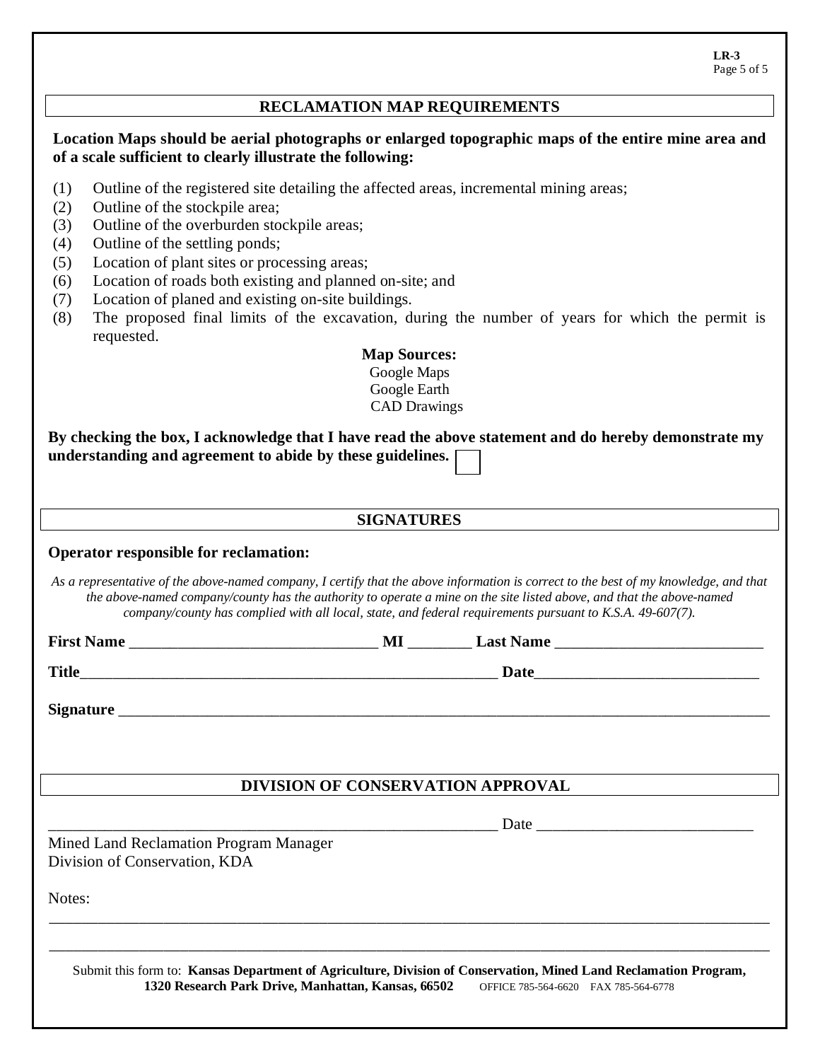## RECLAMATION MAP REQUIREMENTS

**Location Maps should be aerial photographs or enlarged topographic maps of the entire mine area and of a scale sufficient to clearly illustrate the following:**

(1) Outline of the registered site detailing the affected areas, incremental mining areas;
(2) Outline of the stockpile area;
(3) Outline of the overburden stockpile areas;
(4) Outline of the settling ponds;
(5) Location of plant sites or processing areas;
(6) Location of roads both existing and planned on-site; and
(7) Location of planed and existing on-site buildings.
(8) The proposed final limits of the excavation, during the number of years for which the permit is requested.

**Map Sources:**
Google Maps
Google Earth
CAD Drawings

**By checking the box, I acknowledge that I have read the above statement and do hereby demonstrate my understanding and agreement to abide by these guidelines.** ☐

## SIGNATURES

**Operator responsible for reclamation:**

*As a representative of the above-named company, I certify that the above information is correct to the best of my knowledge, and that the above-named company/county has the authority to operate a mine on the site listed above, and that the above-named company/county has complied with all local, state, and federal requirements pursuant to K.S.A. 49-607(7).*

**First Name** ______________________________ **MI** ________ **Last Name** __________________________

**Title**_____________________________________________________ **Date**____________________________

**Signature** _____________________________________________________________________________

## DIVISION OF CONSERVATION APPROVAL

_______________________________________________________ Date __________________________

Mined Land Reclamation Program Manager
Division of Conservation, KDA

Notes:

_____________________________________________________________________________________________

_____________________________________________________________________________________________

Submit this form to: **Kansas Department of Agriculture, Division of Conservation, Mined Land Reclamation Program, 1320 Research Park Drive, Manhattan, Kansas, 66502** OFFICE 785-564-6620 FAX 785-564-6778